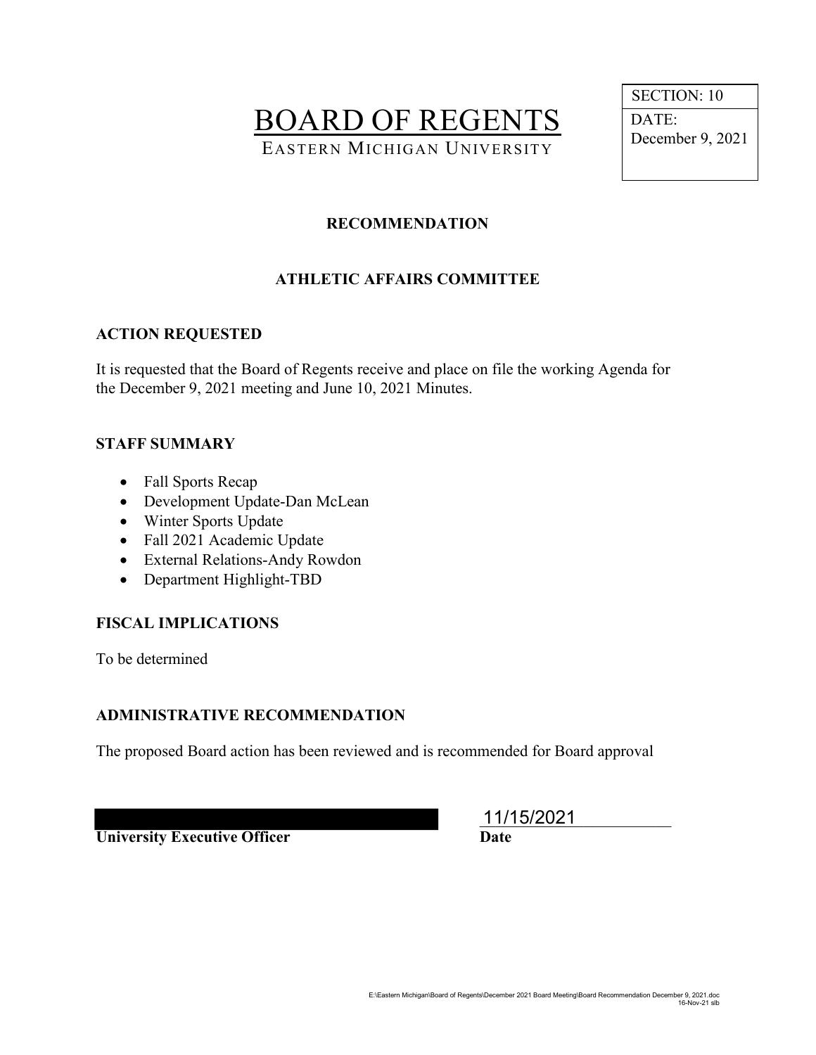# BOARD OF REGENTS

EASTERN MICHIGAN UNIVERSITY

| SECTION: 10 |
|---|
| DATE: December 9, 2021 |

**RECOMMENDATION**

**ATHLETIC AFFAIRS COMMITTEE**

## ACTION REQUESTED

It is requested that the Board of Regents receive and place on file the working Agenda for the December 9, 2021 meeting and June 10, 2021 Minutes.

## STAFF SUMMARY

- Fall Sports Recap
- Development Update-Dan McLean
- Winter Sports Update
- Fall 2021 Academic Update
- External Relations-Andy Rowdon
- Department Highlight-TBD

## FISCAL IMPLICATIONS

To be determined

## ADMINISTRATIVE RECOMMENDATION

The proposed Board action has been reviewed and is recommended for Board approval

**University Executive Officer** | 11/15/2021 **Date**

E:\Eastern Michigan\Board of Regents\December 2021 Board Meeting\Board Recommendation December 9, 2021.doc
16-Nov-21 slb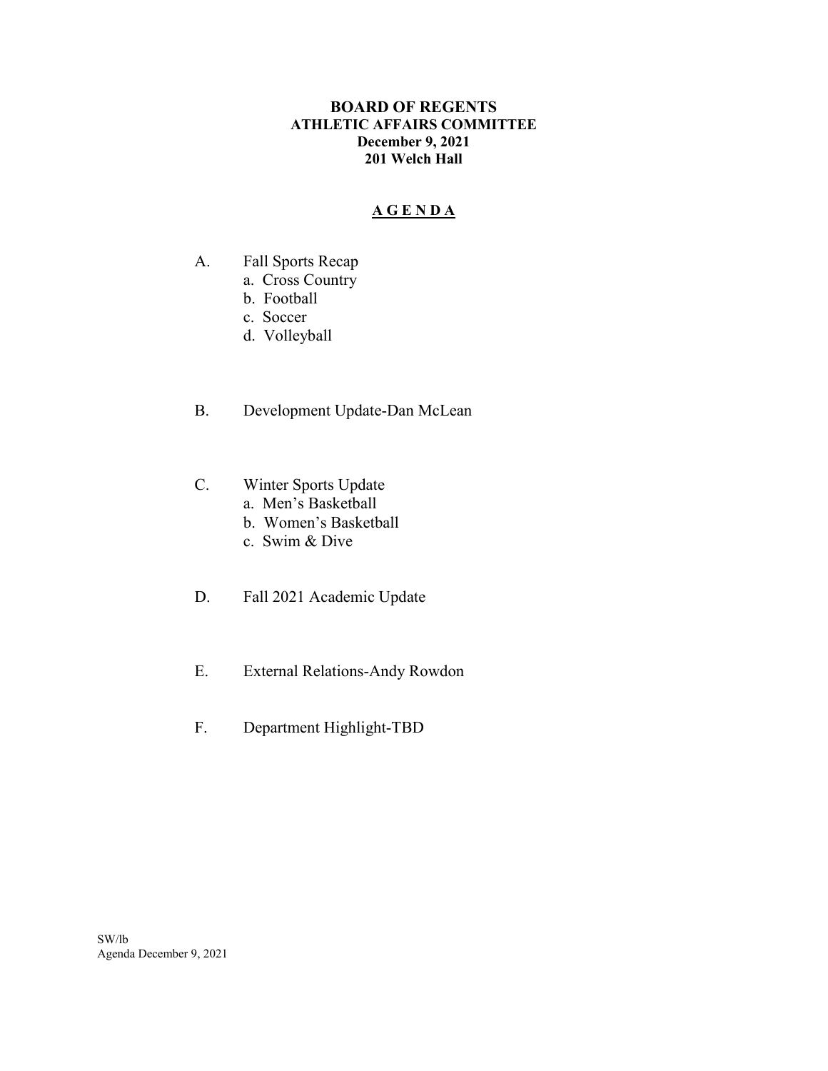# BOARD OF REGENTS
## ATHLETIC AFFAIRS COMMITTEE
**December 9, 2021**
**201 Welch Hall**

### A G E N D A

A. Fall Sports Recap
   a. Cross Country
   b. Football
   c. Soccer
   d. Volleyball

B. Development Update-Dan McLean

C. Winter Sports Update
   a. Men's Basketball
   b. Women's Basketball
   c. Swim & Dive

D. Fall 2021 Academic Update

E. External Relations-Andy Rowdon

F. Department Highlight-TBD

SW/lb
Agenda December 9, 2021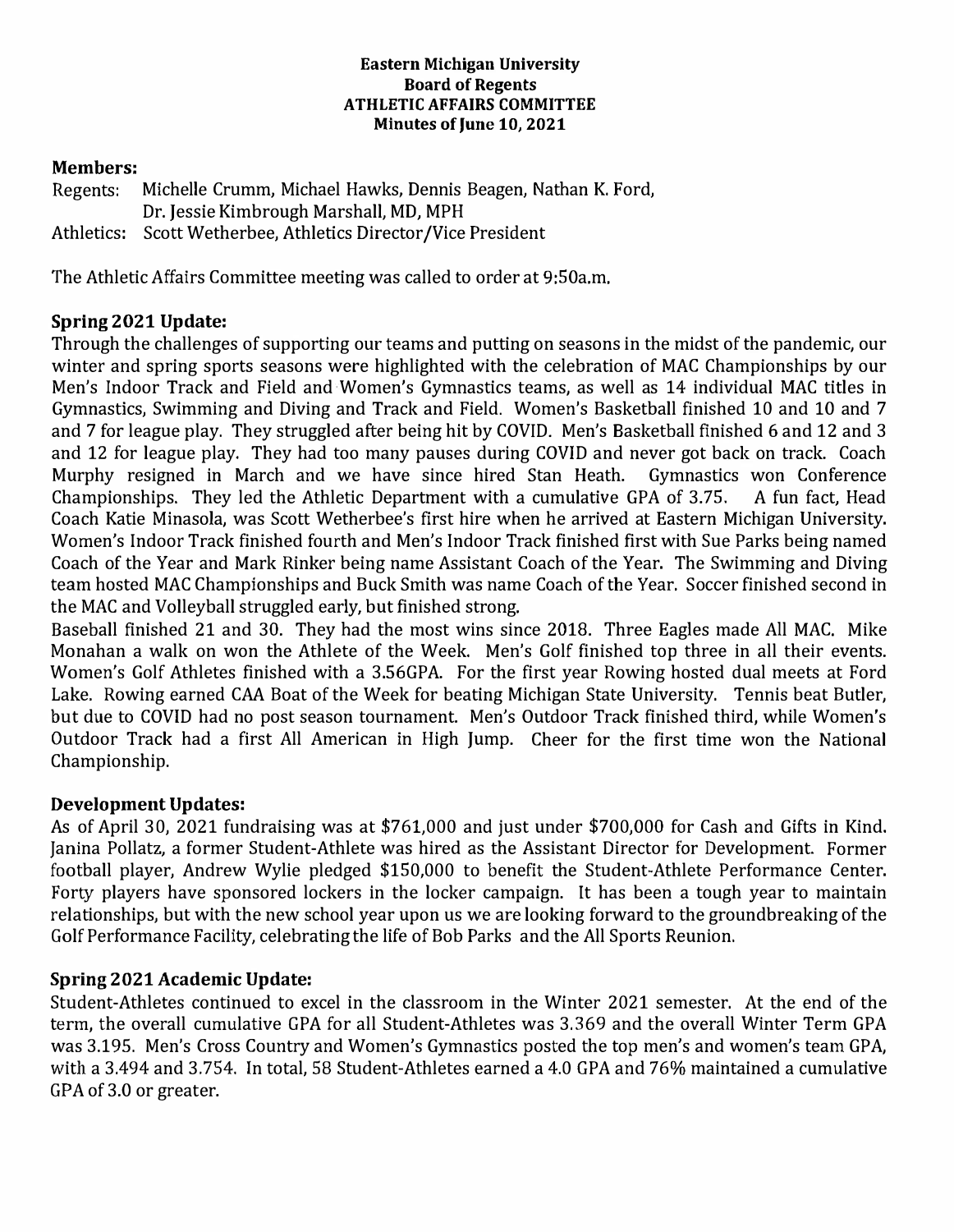**Eastern Michigan University**
**Board of Regents**
**ATHLETIC AFFAIRS COMMITTEE**
**Minutes of June 10, 2021**

**Members:**

Regents: Michelle Crumm, Michael Hawks, Dennis Beagen, Nathan K. Ford, Dr. Jessie Kimbrough Marshall, MD, MPH

Athletics: Scott Wetherbee, Athletics Director/Vice President

The Athletic Affairs Committee meeting was called to order at 9:50a.m.

## Spring 2021 Update:

Through the challenges of supporting our teams and putting on seasons in the midst of the pandemic, our winter and spring sports seasons were highlighted with the celebration of MAC Championships by our Men's Indoor Track and Field and Women's Gymnastics teams, as well as 14 individual MAC titles in Gymnastics, Swimming and Diving and Track and Field. Women's Basketball finished 10 and 10 and 7 and 7 for league play. They struggled after being hit by COVID. Men's Basketball finished 6 and 12 and 3 and 12 for league play. They had too many pauses during COVID and never got back on track. Coach Murphy resigned in March and we have since hired Stan Heath. Gymnastics won Conference Championships. They led the Athletic Department with a cumulative GPA of 3.75. A fun fact, Head Coach Katie Minasola, was Scott Wetherbee's first hire when he arrived at Eastern Michigan University. Women's Indoor Track finished fourth and Men's Indoor Track finished first with Sue Parks being named Coach of the Year and Mark Rinker being name Assistant Coach of the Year. The Swimming and Diving team hosted MAC Championships and Buck Smith was name Coach of the Year. Soccer finished second in the MAC and Volleyball struggled early, but finished strong.

Baseball finished 21 and 30. They had the most wins since 2018. Three Eagles made All MAC. Mike Monahan a walk on won the Athlete of the Week. Men's Golf finished top three in all their events. Women's Golf Athletes finished with a 3.56GPA. For the first year Rowing hosted dual meets at Ford Lake. Rowing earned CAA Boat of the Week for beating Michigan State University. Tennis beat Butler, but due to COVID had no post season tournament. Men's Outdoor Track finished third, while Women's Outdoor Track had a first All American in High Jump. Cheer for the first time won the National Championship.

## Development Updates:

As of April 30, 2021 fundraising was at $761,000 and just under $700,000 for Cash and Gifts in Kind. Janina Pollatz, a former Student-Athlete was hired as the Assistant Director for Development. Former football player, Andrew Wylie pledged $150,000 to benefit the Student-Athlete Performance Center. Forty players have sponsored lockers in the locker campaign. It has been a tough year to maintain relationships, but with the new school year upon us we are looking forward to the groundbreaking of the Golf Performance Facility, celebrating the life of Bob Parks and the All Sports Reunion.

## Spring 2021 Academic Update:

Student-Athletes continued to excel in the classroom in the Winter 2021 semester. At the end of the term, the overall cumulative GPA for all Student-Athletes was 3.369 and the overall Winter Term GPA was 3.195. Men's Cross Country and Women's Gymnastics posted the top men's and women's team GPA, with a 3.494 and 3.754. In total, 58 Student-Athletes earned a 4.0 GPA and 76% maintained a cumulative GPA of 3.0 or greater.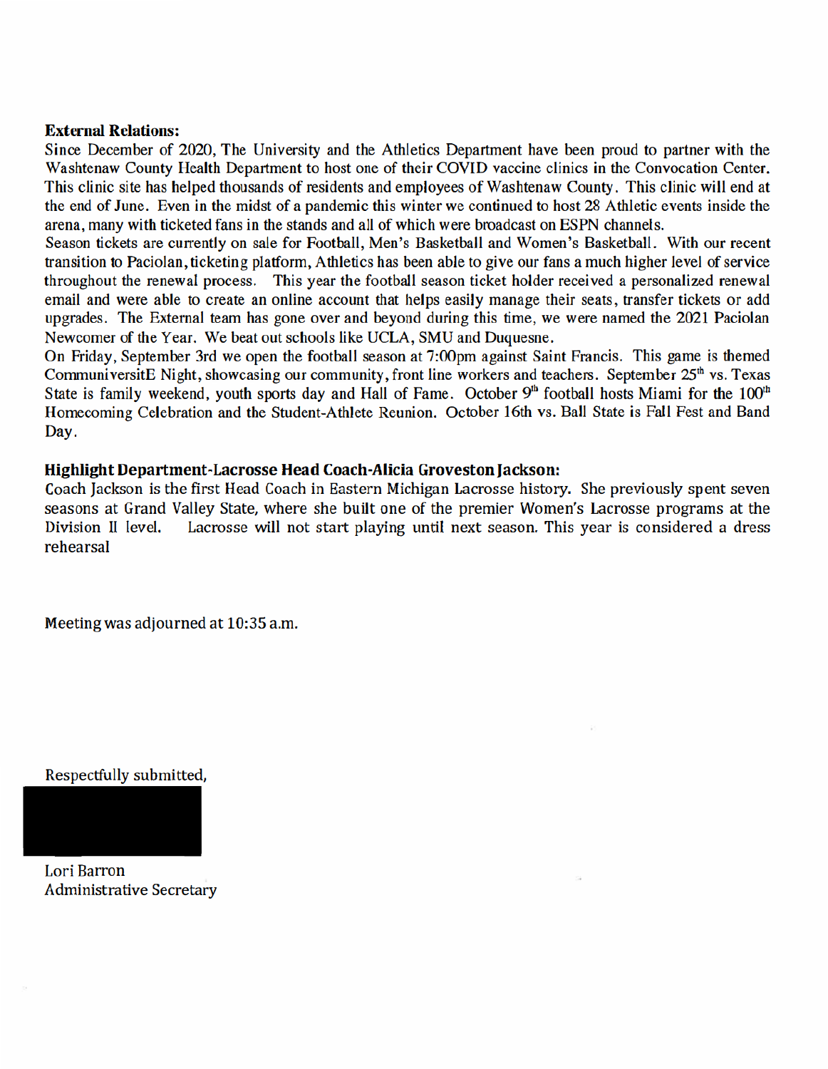**External Relations:**

Since December of 2020, The University and the Athletics Department have been proud to partner with the Washtenaw County Health Department to host one of their COVID vaccine clinics in the Convocation Center. This clinic site has helped thousands of residents and employees of Washtenaw County. This clinic will end at the end of June. Even in the midst of a pandemic this winter we continued to host 28 Athletic events inside the arena, many with ticketed fans in the stands and all of which were broadcast on ESPN channels.

Season tickets are currently on sale for Football, Men's Basketball and Women's Basketball. With our recent transition to Paciolan, ticketing platform, Athletics has been able to give our fans a much higher level of service throughout the renewal process. This year the football season ticket holder received a personalized renewal email and were able to create an online account that helps easily manage their seats, transfer tickets or add upgrades. The External team has gone over and beyond during this time, we were named the 2021 Paciolan Newcomer of the Year. We beat out schools like UCLA, SMU and Duquesne.

On Friday, September 3rd we open the football season at 7:00pm against Saint Francis. This game is themed CommuniversitE Night, showcasing our community, front line workers and teachers. September 25th vs. Texas State is family weekend, youth sports day and Hall of Fame. October 9th football hosts Miami for the 100th Homecoming Celebration and the Student-Athlete Reunion. October 16th vs. Ball State is Fall Fest and Band Day.

**Highlight Department-Lacrosse Head Coach-Alicia Groveston Jackson:**

Coach Jackson is the first Head Coach in Eastern Michigan Lacrosse history. She previously spent seven seasons at Grand Valley State, where she built one of the premier Women's Lacrosse programs at the Division II level. Lacrosse will not start playing until next season. This year is considered a dress rehearsal

Meeting was adjourned at 10:35 a.m.

Respectfully submitted,

Lori Barron
Administrative Secretary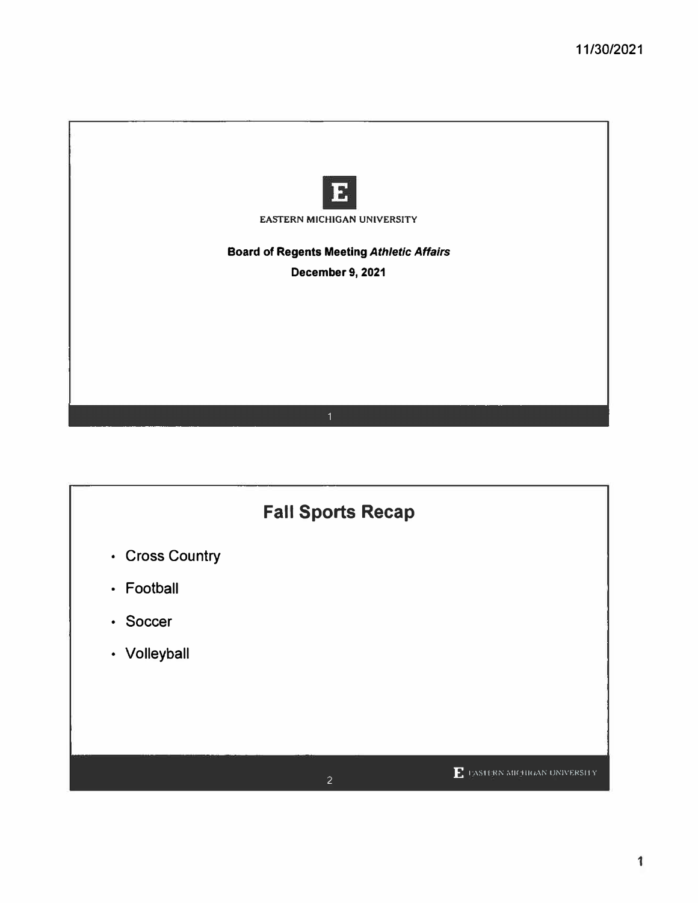EASTERN MICHIGAN UNIVERSITY

**Board of Regents Meeting *Athletic Affairs***

**December 9, 2021**

## Fall Sports Recap

- Cross Country
- Football
- Soccer
- Volleyball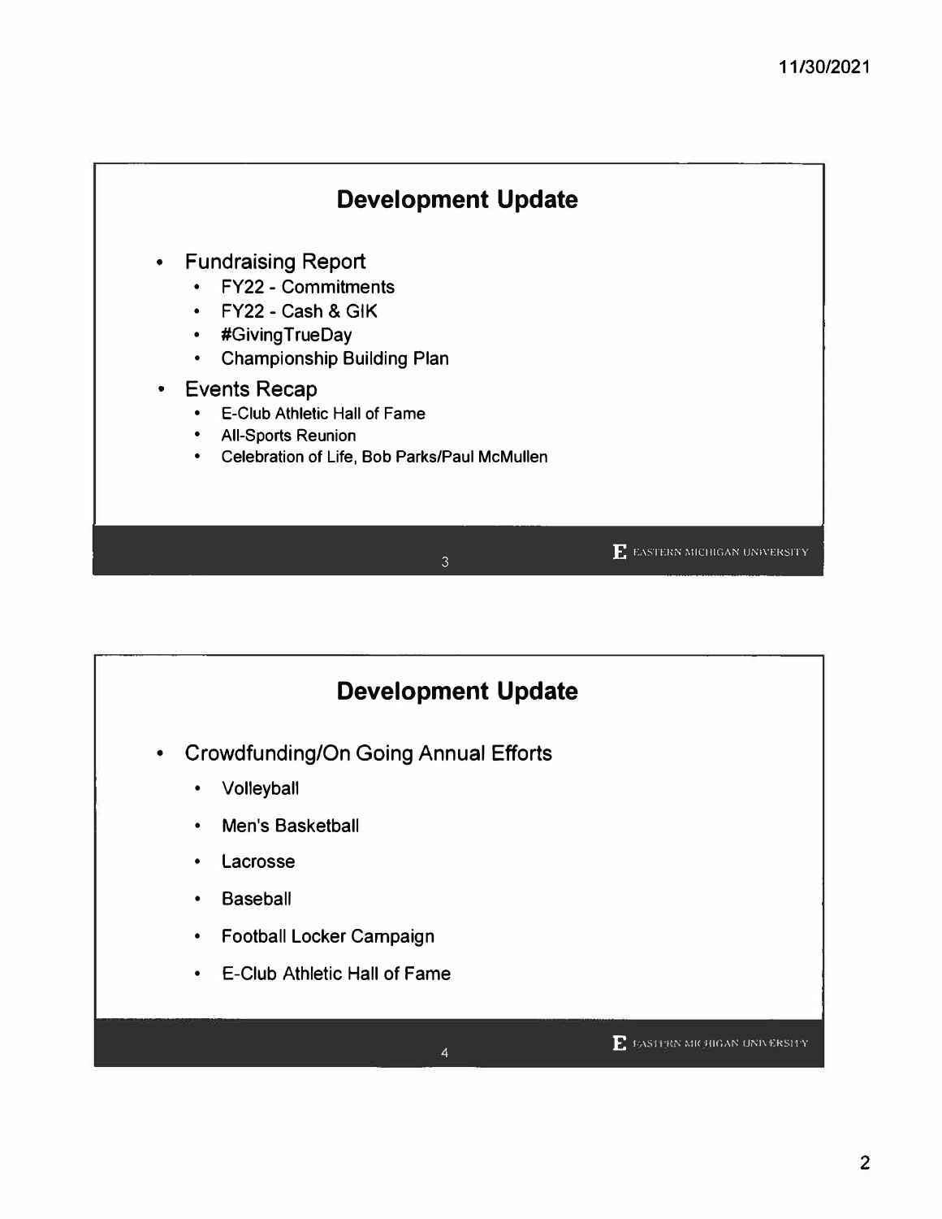## Development Update

- Fundraising Report
  - FY22 - Commitments
  - FY22 - Cash & GIK
  - #GivingTrueDay
  - Championship Building Plan
- Events Recap
  - E-Club Athletic Hall of Fame
  - All-Sports Reunion
  - Celebration of Life, Bob Parks/Paul McMullen

## Development Update

- Crowdfunding/On Going Annual Efforts
  - Volleyball
  - Men's Basketball
  - Lacrosse
  - Baseball
  - Football Locker Campaign
  - E-Club Athletic Hall of Fame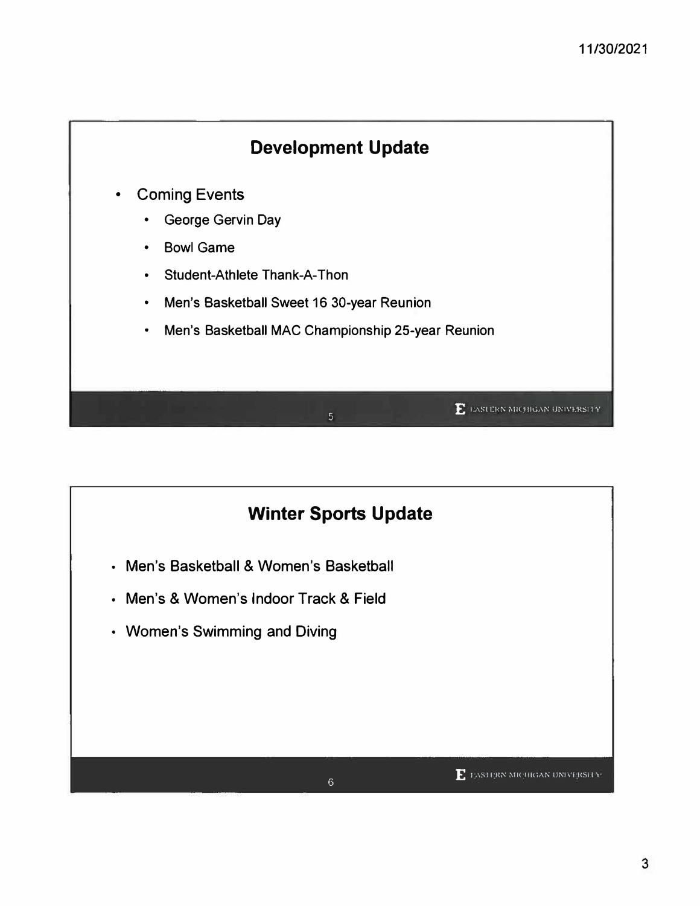## Development Update

- Coming Events
  - George Gervin Day
  - Bowl Game
  - Student-Athlete Thank-A-Thon
  - Men's Basketball Sweet 16 30-year Reunion
  - Men's Basketball MAC Championship 25-year Reunion

## Winter Sports Update

- Men's Basketball & Women's Basketball
- Men's & Women's Indoor Track & Field
- Women's Swimming and Diving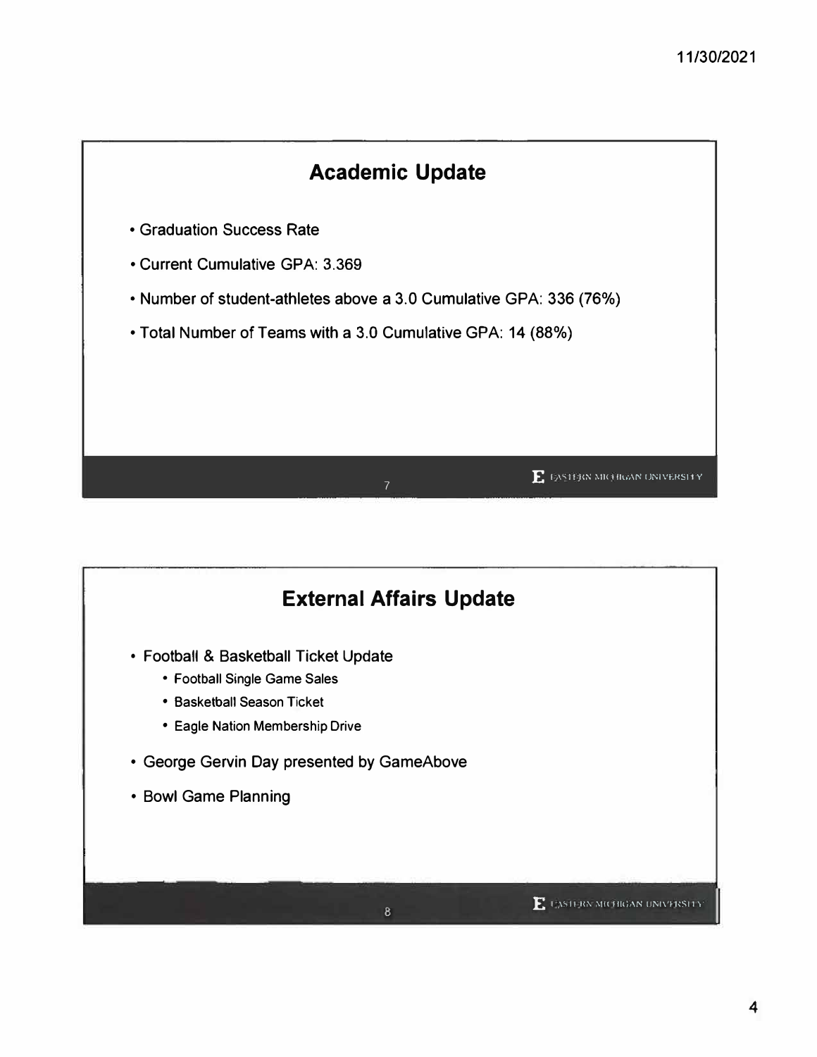## Academic Update

- Graduation Success Rate
- Current Cumulative GPA: 3.369
- Number of student-athletes above a 3.0 Cumulative GPA: 336 (76%)
- Total Number of Teams with a 3.0 Cumulative GPA: 14 (88%)

## External Affairs Update

- Football & Basketball Ticket Update
  - Football Single Game Sales
  - Basketball Season Ticket
  - Eagle Nation Membership Drive
- George Gervin Day presented by GameAbove
- Bowl Game Planning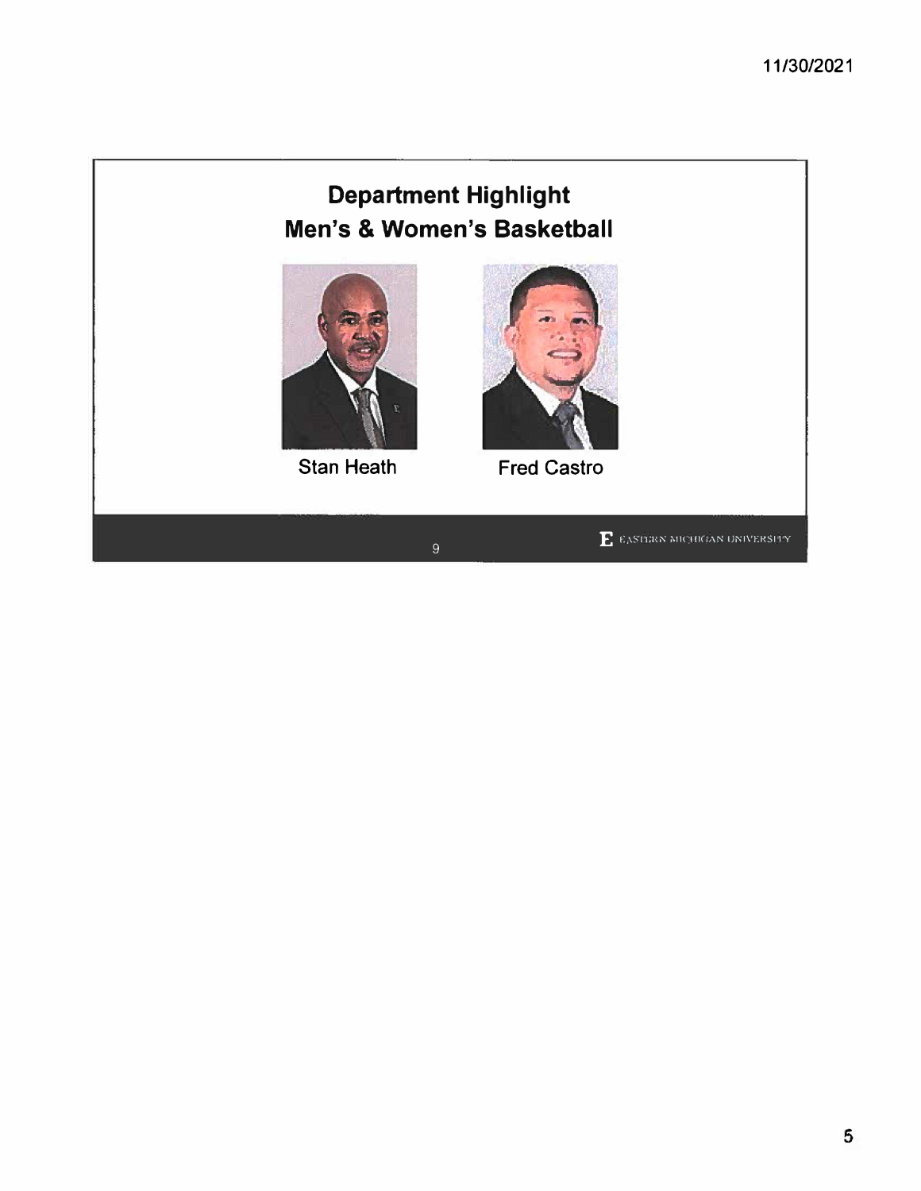## Department Highlight
## Men's & Women's Basketball

Stan Heath

Fred Castro